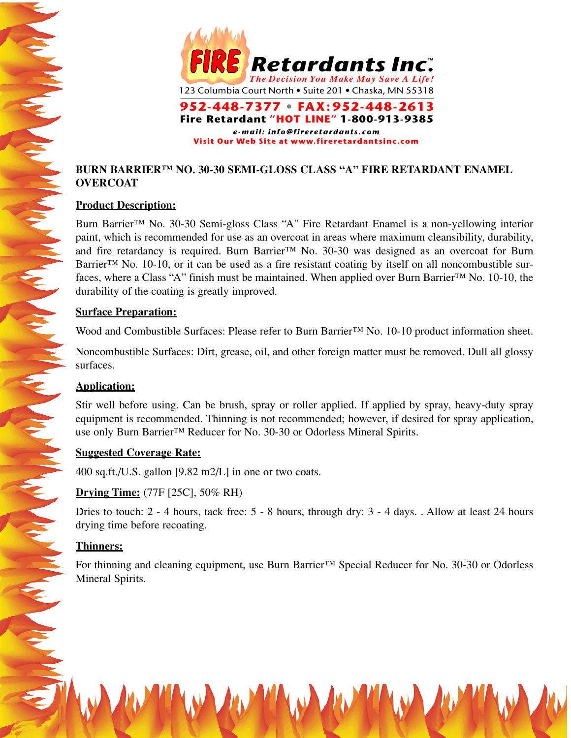**FIRE Retardants Inc.™**
*The Decision You Make May Save A Life!*
123 Columbia Court North • Suite 201 • Chaska, MN 55318

**952-448-7377 • FAX:952-448-2613**
**Fire Retardant "HOT LINE" 1-800-913-9385**
*e-mail: info@fireretardants.com*
**Visit Our Web Site at www.fireretardantsinc.com**

# BURN BARRIER™ NO. 30-30 SEMI-GLOSS CLASS "A" FIRE RETARDANT ENAMEL OVERCOAT

## Product Description:

Burn Barrier™ No. 30-30 Semi-gloss Class "A" Fire Retardant Enamel is a non-yellowing interior paint, which is recommended for use as an overcoat in areas where maximum cleansibility, durability, and fire retardancy is required. Burn Barrier™ No. 30-30 was designed as an overcoat for Burn Barrier™ No. 10-10, or it can be used as a fire resistant coating by itself on all noncombustible surfaces, where a Class "A" finish must be maintained. When applied over Burn Barrier™ No. 10-10, the durability of the coating is greatly improved.

## Surface Preparation:

Wood and Combustible Surfaces: Please refer to Burn Barrier™ No. 10-10 product information sheet.

Noncombustible Surfaces: Dirt, grease, oil, and other foreign matter must be removed. Dull all glossy surfaces.

## Application:

Stir well before using. Can be brush, spray or roller applied. If applied by spray, heavy-duty spray equipment is recommended. Thinning is not recommended; however, if desired for spray application, use only Burn Barrier™ Reducer for No. 30-30 or Odorless Mineral Spirits.

## Suggested Coverage Rate:

400 sq.ft./U.S. gallon [9.82 m2/L] in one or two coats.

## Drying Time: (77F [25C], 50% RH)

Dries to touch: 2 - 4 hours, tack free: 5 - 8 hours, through dry: 3 - 4 days. . Allow at least 24 hours drying time before recoating.

## Thinners:

For thinning and cleaning equipment, use Burn Barrier™ Special Reducer for No. 30-30 or Odorless Mineral Spirits.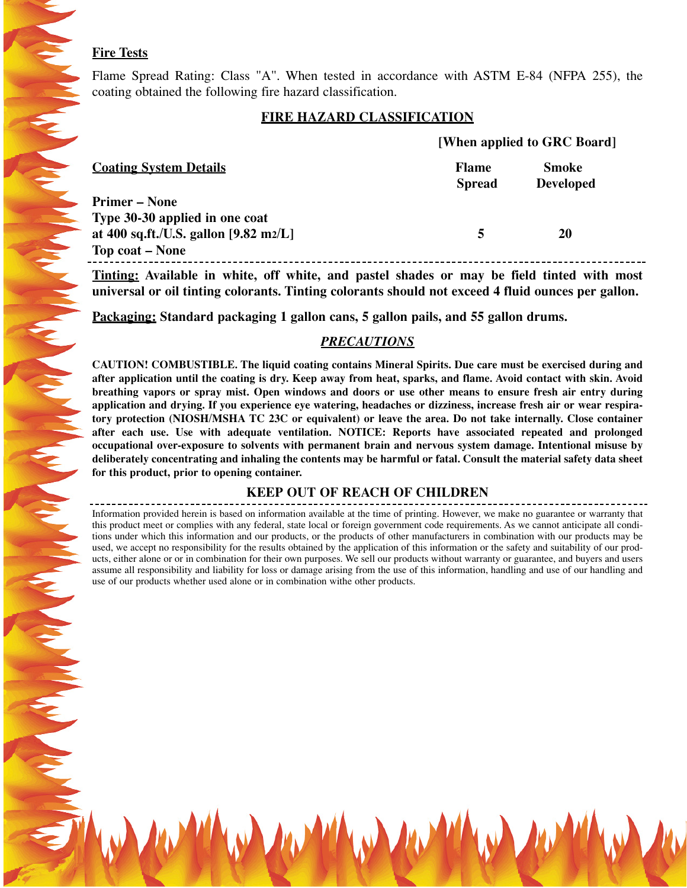**Fire Tests**

Flame Spread Rating: Class "A". When tested in accordance with ASTM E-84 (NFPA 255), the coating obtained the following fire hazard classification.

**FIRE HAZARD CLASSIFICATION**

| | [When applied to GRC Board] | |
|---|---|---|
| **Coating System Details** | **Flame Spread** | **Smoke Developed** |
| **Primer – None**<br>**Type 30-30 applied in one coat**<br>**at 400 sq.ft./U.S. gallon [9.82 $m^2$/L]**<br>**Top coat – None** | **5** | **20** |

**Tinting:** **Available in white, off white, and pastel shades or may be field tinted with most universal or oil tinting colorants. Tinting colorants should not exceed 4 fluid ounces per gallon.**

**Packaging:** **Standard packaging 1 gallon cans, 5 gallon pails, and 55 gallon drums.**

***PRECAUTIONS***

**CAUTION! COMBUSTIBLE. The liquid coating contains Mineral Spirits. Due care must be exercised during and after application until the coating is dry. Keep away from heat, sparks, and flame. Avoid contact with skin. Avoid breathing vapors or spray mist. Open windows and doors or use other means to ensure fresh air entry during application and drying. If you experience eye watering, headaches or dizziness, increase fresh air or wear respiratory protection (NIOSH/MSHA TC 23C or equivalent) or leave the area. Do not take internally. Close container after each use. Use with adequate ventilation. NOTICE: Reports have associated repeated and prolonged occupational over-exposure to solvents with permanent brain and nervous system damage. Intentional misuse by deliberately concentrating and inhaling the contents may be harmful or fatal. Consult the material safety data sheet for this product, prior to opening container.**

**KEEP OUT OF REACH OF CHILDREN**

Information provided herein is based on information available at the time of printing. However, we make no guarantee or warranty that this product meet or complies with any federal, state local or foreign government code requirements. As we cannot anticipate all conditions under which this information and our products, or the products of other manufacturers in combination with our products may be used, we accept no responsibility for the results obtained by the application of this information or the safety and suitability of our products, either alone or or in combination for their own purposes. We sell our products without warranty or guarantee, and buyers and users assume all responsibility and liability for loss or damage arising from the use of this information, handling and use of our handling and use of our products whether used alone or in combination withe other products.